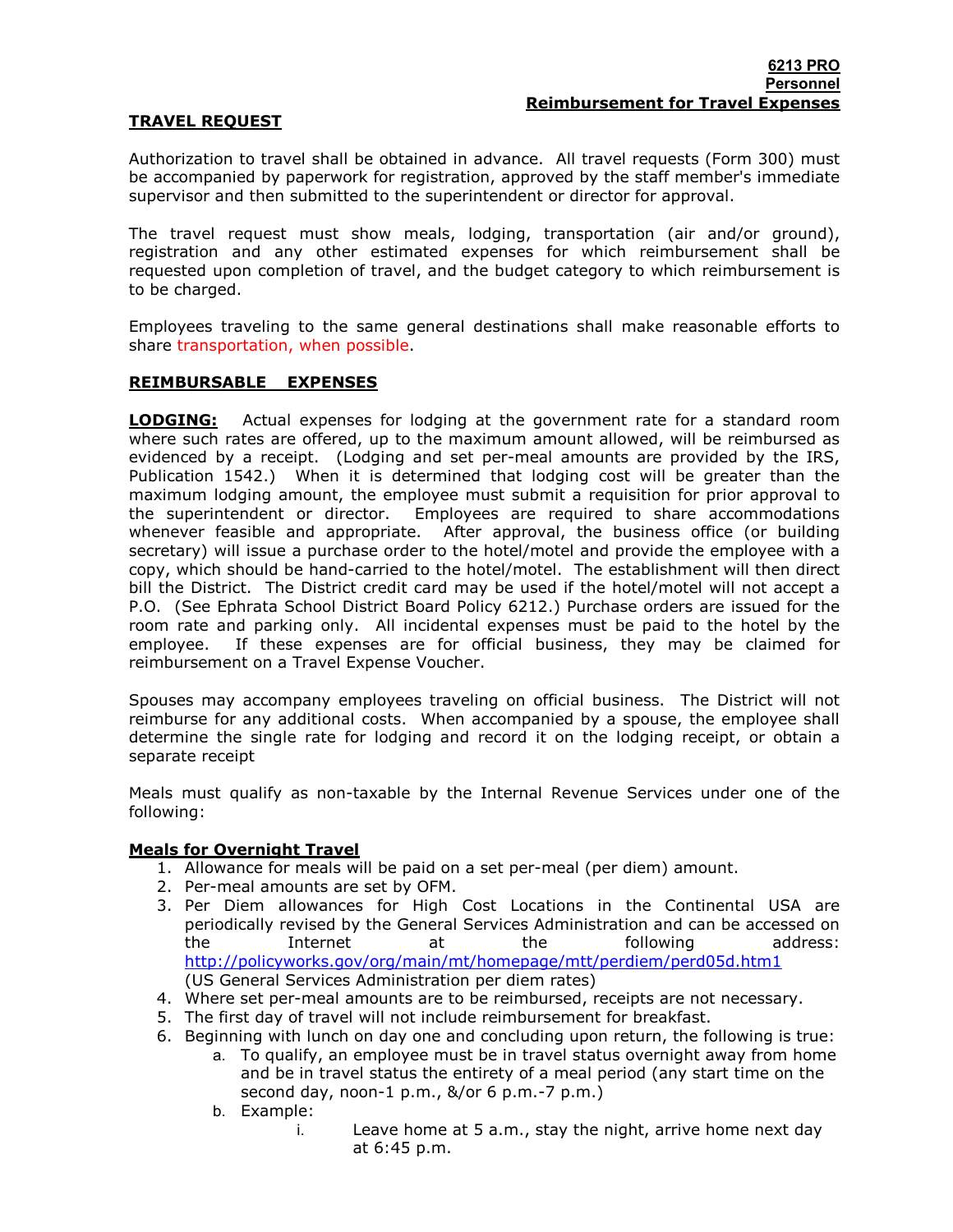**6213 PRO**
**Personnel**
**Reimbursement for Travel Expenses**

**TRAVEL REQUEST**

Authorization to travel shall be obtained in advance. All travel requests (Form 300) must be accompanied by paperwork for registration, approved by the staff member's immediate supervisor and then submitted to the superintendent or director for approval.

The travel request must show meals, lodging, transportation (air and/or ground), registration and any other estimated expenses for which reimbursement shall be requested upon completion of travel, and the budget category to which reimbursement is to be charged.

Employees traveling to the same general destinations shall make reasonable efforts to share transportation, when possible.

**REIMBURSABLE EXPENSES**

**LODGING:** Actual expenses for lodging at the government rate for a standard room where such rates are offered, up to the maximum amount allowed, will be reimbursed as evidenced by a receipt. (Lodging and set per-meal amounts are provided by the IRS, Publication 1542.) When it is determined that lodging cost will be greater than the maximum lodging amount, the employee must submit a requisition for prior approval to the superintendent or director. Employees are required to share accommodations whenever feasible and appropriate. After approval, the business office (or building secretary) will issue a purchase order to the hotel/motel and provide the employee with a copy, which should be hand-carried to the hotel/motel. The establishment will then direct bill the District. The District credit card may be used if the hotel/motel will not accept a P.O. (See Ephrata School District Board Policy 6212.) Purchase orders are issued for the room rate and parking only. All incidental expenses must be paid to the hotel by the employee. If these expenses are for official business, they may be claimed for reimbursement on a Travel Expense Voucher.

Spouses may accompany employees traveling on official business. The District will not reimburse for any additional costs. When accompanied by a spouse, the employee shall determine the single rate for lodging and record it on the lodging receipt, or obtain a separate receipt

Meals must qualify as non-taxable by the Internal Revenue Services under one of the following:

**Meals for Overnight Travel**

1. Allowance for meals will be paid on a set per-meal (per diem) amount.
2. Per-meal amounts are set by OFM.
3. Per Diem allowances for High Cost Locations in the Continental USA are periodically revised by the General Services Administration and can be accessed on the Internet at the following address: http://policyworks.gov/org/main/mt/homepage/mtt/perdiem/perd05d.html (US General Services Administration per diem rates)
4. Where set per-meal amounts are to be reimbursed, receipts are not necessary.
5. The first day of travel will not include reimbursement for breakfast.
6. Beginning with lunch on day one and concluding upon return, the following is true:
   a. To qualify, an employee must be in travel status overnight away from home and be in travel status the entirety of a meal period (any start time on the second day, noon-1 p.m., &/or 6 p.m.-7 p.m.)
   b. Example:
      i. Leave home at 5 a.m., stay the night, arrive home next day at 6:45 p.m.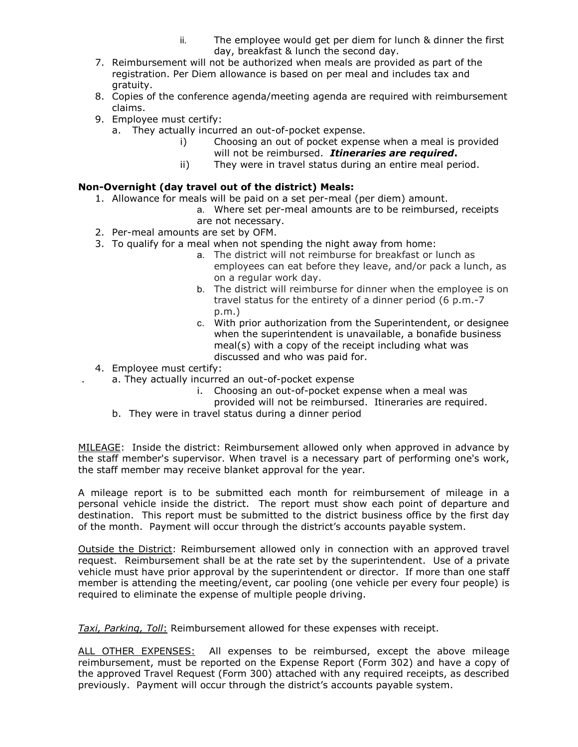ii. The employee would get per diem for lunch & dinner the first day, breakfast & lunch the second day.

7. Reimbursement will not be authorized when meals are provided as part of the registration. Per Diem allowance is based on per meal and includes tax and gratuity.
8. Copies of the conference agenda/meeting agenda are required with reimbursement claims.
9. Employee must certify:
   a. They actually incurred an out-of-pocket expense.
      i) Choosing an out of pocket expense when a meal is provided will not be reimbursed. ***Itineraries are required*.**
      ii) They were in travel status during an entire meal period.

**Non-Overnight (day travel out of the district) Meals:**

1. Allowance for meals will be paid on a set per-meal (per diem) amount.
   a. Where set per-meal amounts are to be reimbursed, receipts are not necessary.
2. Per-meal amounts are set by OFM.
3. To qualify for a meal when not spending the night away from home:
   a. The district will not reimburse for breakfast or lunch as employees can eat before they leave, and/or pack a lunch, as on a regular work day.
   b. The district will reimburse for dinner when the employee is on travel status for the entirety of a dinner period (6 p.m.-7 p.m.)
   c. With prior authorization from the Superintendent, or designee when the superintendent is unavailable, a bonafide business meal(s) with a copy of the receipt including what was discussed and who was paid for.
4. Employee must certify:
   a. They actually incurred an out-of-pocket expense
      i. Choosing an out-of-pocket expense when a meal was provided will not be reimbursed. Itineraries are required.
   b. They were in travel status during a dinner period

<u>MILEAGE</u>: Inside the district: Reimbursement allowed only when approved in advance by the staff member's supervisor. When travel is a necessary part of performing one's work, the staff member may receive blanket approval for the year.

A mileage report is to be submitted each month for reimbursement of mileage in a personal vehicle inside the district. The report must show each point of departure and destination. This report must be submitted to the district business office by the first day of the month. Payment will occur through the district's accounts payable system.

<u>Outside the District</u>: Reimbursement allowed only in connection with an approved travel request. Reimbursement shall be at the rate set by the superintendent. Use of a private vehicle must have prior approval by the superintendent or director. If more than one staff member is attending the meeting/event, car pooling (one vehicle per every four people) is required to eliminate the expense of multiple people driving.

<u>*Taxi, Parking, Toll*</u>: Reimbursement allowed for these expenses with receipt.

<u>ALL OTHER EXPENSES:</u> All expenses to be reimbursed, except the above mileage reimbursement, must be reported on the Expense Report (Form 302) and have a copy of the approved Travel Request (Form 300) attached with any required receipts, as described previously. Payment will occur through the district's accounts payable system.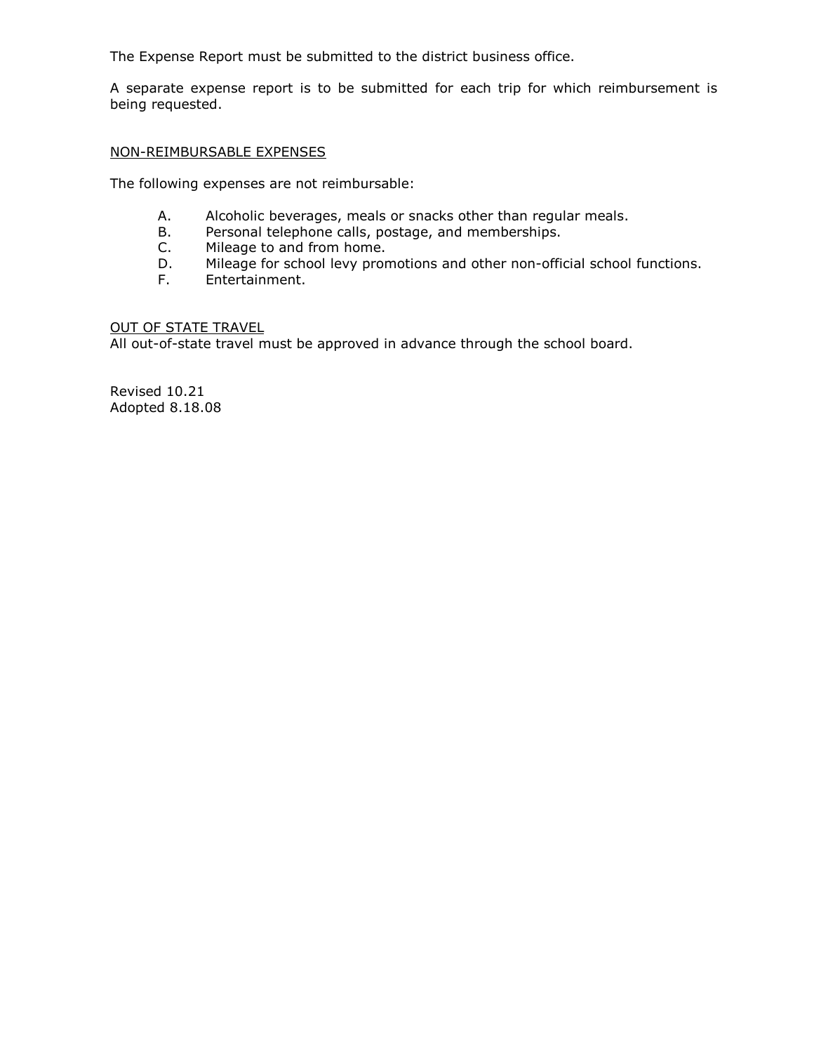The Expense Report must be submitted to the district business office.

A separate expense report is to be submitted for each trip for which reimbursement is being requested.

<u>NON-REIMBURSABLE EXPENSES</u>

The following expenses are not reimbursable:

A. Alcoholic beverages, meals or snacks other than regular meals.
B. Personal telephone calls, postage, and memberships.
C. Mileage to and from home.
D. Mileage for school levy promotions and other non-official school functions.
F. Entertainment.

<u>OUT OF STATE TRAVEL</u>
All out-of-state travel must be approved in advance through the school board.

Revised 10.21
Adopted 8.18.08